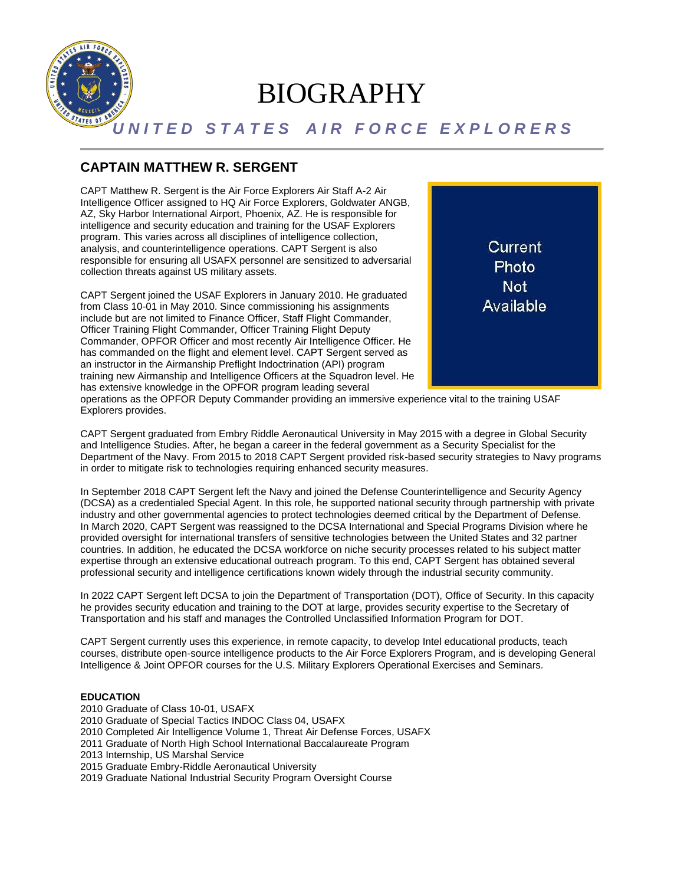# BIOGRAPHY

***UNITED STATES AIR FORCE EXPLORERS***

## CAPTAIN MATTHEW R. SERGENT

Current Photo Not Available

CAPT Matthew R. Sergent is the Air Force Explorers Air Staff A-2 Air Intelligence Officer assigned to HQ Air Force Explorers, Goldwater ANGB, AZ, Sky Harbor International Airport, Phoenix, AZ. He is responsible for intelligence and security education and training for the USAF Explorers program. This varies across all disciplines of intelligence collection, analysis, and counterintelligence operations. CAPT Sergent is also responsible for ensuring all USAFX personnel are sensitized to adversarial collection threats against US military assets.

CAPT Sergent joined the USAF Explorers in January 2010. He graduated from Class 10-01 in May 2010. Since commissioning his assignments include but are not limited to Finance Officer, Staff Flight Commander, Officer Training Flight Commander, Officer Training Flight Deputy Commander, OPFOR Officer and most recently Air Intelligence Officer. He has commanded on the flight and element level. CAPT Sergent served as an instructor in the Airmanship Preflight Indoctrination (API) program training new Airmanship and Intelligence Officers at the Squadron level. He has extensive knowledge in the OPFOR program leading several operations as the OPFOR Deputy Commander providing an immersive experience vital to the training USAF Explorers provides.

CAPT Sergent graduated from Embry Riddle Aeronautical University in May 2015 with a degree in Global Security and Intelligence Studies. After, he began a career in the federal government as a Security Specialist for the Department of the Navy. From 2015 to 2018 CAPT Sergent provided risk-based security strategies to Navy programs in order to mitigate risk to technologies requiring enhanced security measures.

In September 2018 CAPT Sergent left the Navy and joined the Defense Counterintelligence and Security Agency (DCSA) as a credentialed Special Agent. In this role, he supported national security through partnership with private industry and other governmental agencies to protect technologies deemed critical by the Department of Defense. In March 2020, CAPT Sergent was reassigned to the DCSA International and Special Programs Division where he provided oversight for international transfers of sensitive technologies between the United States and 32 partner countries. In addition, he educated the DCSA workforce on niche security processes related to his subject matter expertise through an extensive educational outreach program. To this end, CAPT Sergent has obtained several professional security and intelligence certifications known widely through the industrial security community.

In 2022 CAPT Sergent left DCSA to join the Department of Transportation (DOT), Office of Security. In this capacity he provides security education and training to the DOT at large, provides security expertise to the Secretary of Transportation and his staff and manages the Controlled Unclassified Information Program for DOT.

CAPT Sergent currently uses this experience, in remote capacity, to develop Intel educational products, teach courses, distribute open-source intelligence products to the Air Force Explorers Program, and is developing General Intelligence & Joint OPFOR courses for the U.S. Military Explorers Operational Exercises and Seminars.

**EDUCATION**

2010 Graduate of Class 10-01, USAFX
2010 Graduate of Special Tactics INDOC Class 04, USAFX
2010 Completed Air Intelligence Volume 1, Threat Air Defense Forces, USAFX
2011 Graduate of North High School International Baccalaureate Program
2013 Internship, US Marshal Service
2015 Graduate Embry-Riddle Aeronautical University
2019 Graduate National Industrial Security Program Oversight Course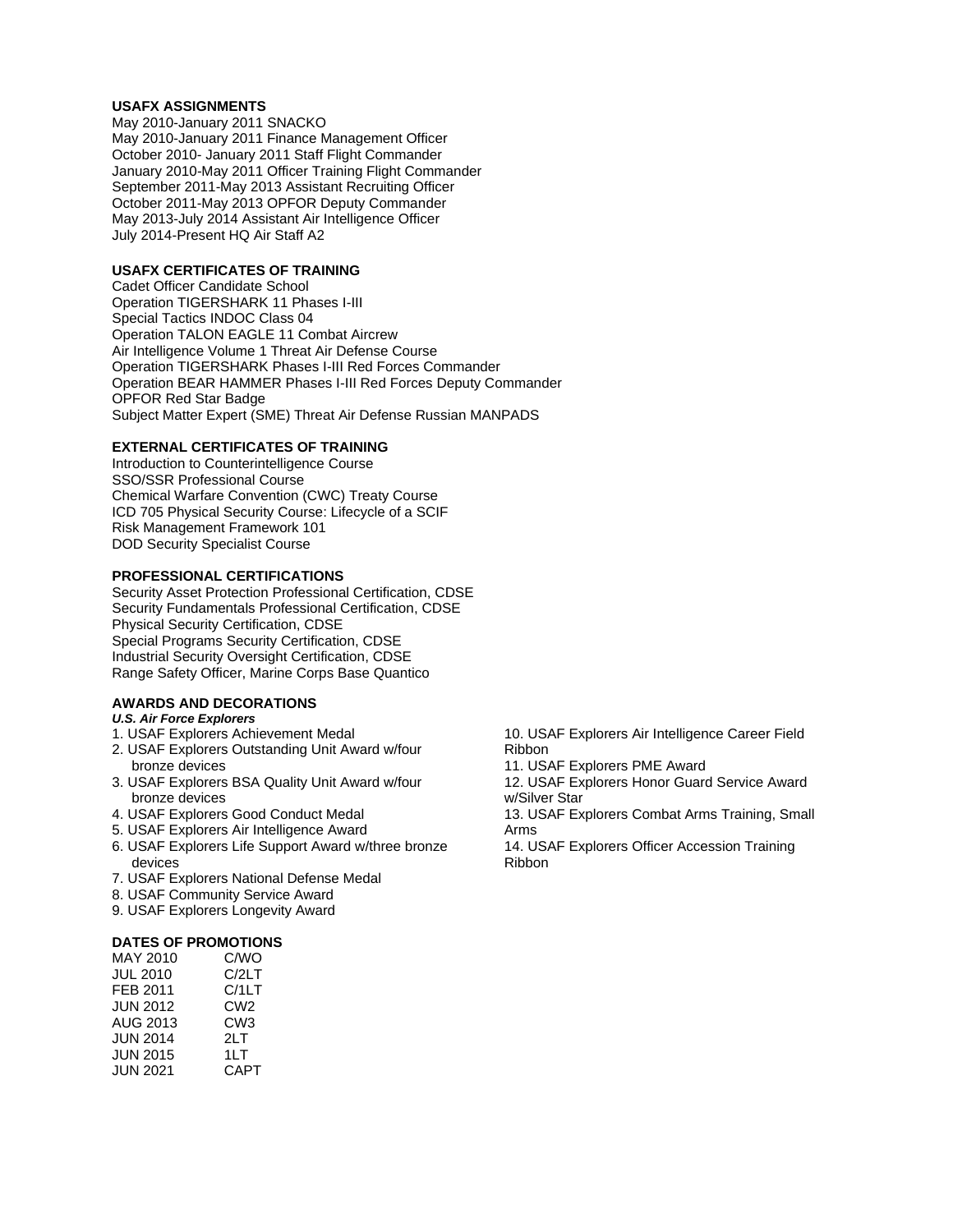## USAFX ASSIGNMENTS

May 2010-January 2011 SNACKO
May 2010-January 2011 Finance Management Officer
October 2010- January 2011 Staff Flight Commander
January 2010-May 2011 Officer Training Flight Commander
September 2011-May 2013 Assistant Recruiting Officer
October 2011-May 2013 OPFOR Deputy Commander
May 2013-July 2014 Assistant Air Intelligence Officer
July 2014-Present HQ Air Staff A2

## USAFX CERTIFICATES OF TRAINING

Cadet Officer Candidate School
Operation TIGERSHARK 11 Phases I-III
Special Tactics INDOC Class 04
Operation TALON EAGLE 11 Combat Aircrew
Air Intelligence Volume 1 Threat Air Defense Course
Operation TIGERSHARK Phases I-III Red Forces Commander
Operation BEAR HAMMER Phases I-III Red Forces Deputy Commander
OPFOR Red Star Badge
Subject Matter Expert (SME) Threat Air Defense Russian MANPADS

## EXTERNAL CERTIFICATES OF TRAINING

Introduction to Counterintelligence Course
SSO/SSR Professional Course
Chemical Warfare Convention (CWC) Treaty Course
ICD 705 Physical Security Course: Lifecycle of a SCIF
Risk Management Framework 101
DOD Security Specialist Course

## PROFESSIONAL CERTIFICATIONS

Security Asset Protection Professional Certification, CDSE
Security Fundamentals Professional Certification, CDSE
Physical Security Certification, CDSE
Special Programs Security Certification, CDSE
Industrial Security Oversight Certification, CDSE
Range Safety Officer, Marine Corps Base Quantico

## AWARDS AND DECORATIONS

***U.S. Air Force Explorers***

1. USAF Explorers Achievement Medal
2. USAF Explorers Outstanding Unit Award w/four bronze devices
3. USAF Explorers BSA Quality Unit Award w/four bronze devices
4. USAF Explorers Good Conduct Medal
5. USAF Explorers Air Intelligence Award
6. USAF Explorers Life Support Award w/three bronze devices
7. USAF Explorers National Defense Medal
8. USAF Community Service Award
9. USAF Explorers Longevity Award
10. USAF Explorers Air Intelligence Career Field Ribbon
11. USAF Explorers PME Award
12. USAF Explorers Honor Guard Service Award w/Silver Star
13. USAF Explorers Combat Arms Training, Small Arms
14. USAF Explorers Officer Accession Training Ribbon

## DATES OF PROMOTIONS

| | |
|---|---|
| MAY 2010 | C/WO |
| JUL 2010 | C/2LT |
| FEB 2011 | C/1LT |
| JUN 2012 | CW2 |
| AUG 2013 | CW3 |
| JUN 2014 | 2LT |
| JUN 2015 | 1LT |
| JUN 2021 | CAPT |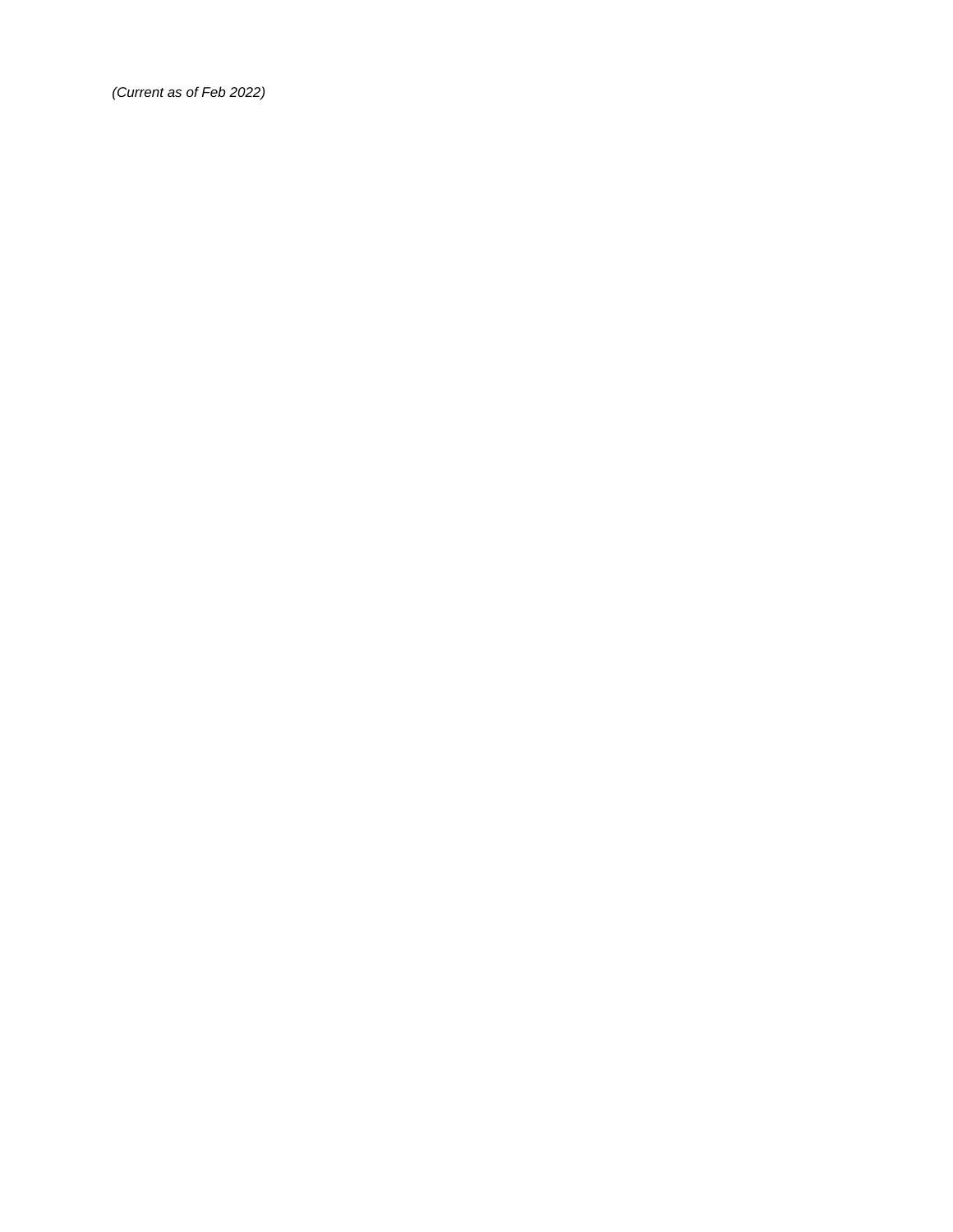*(Current as of Feb 2022)*